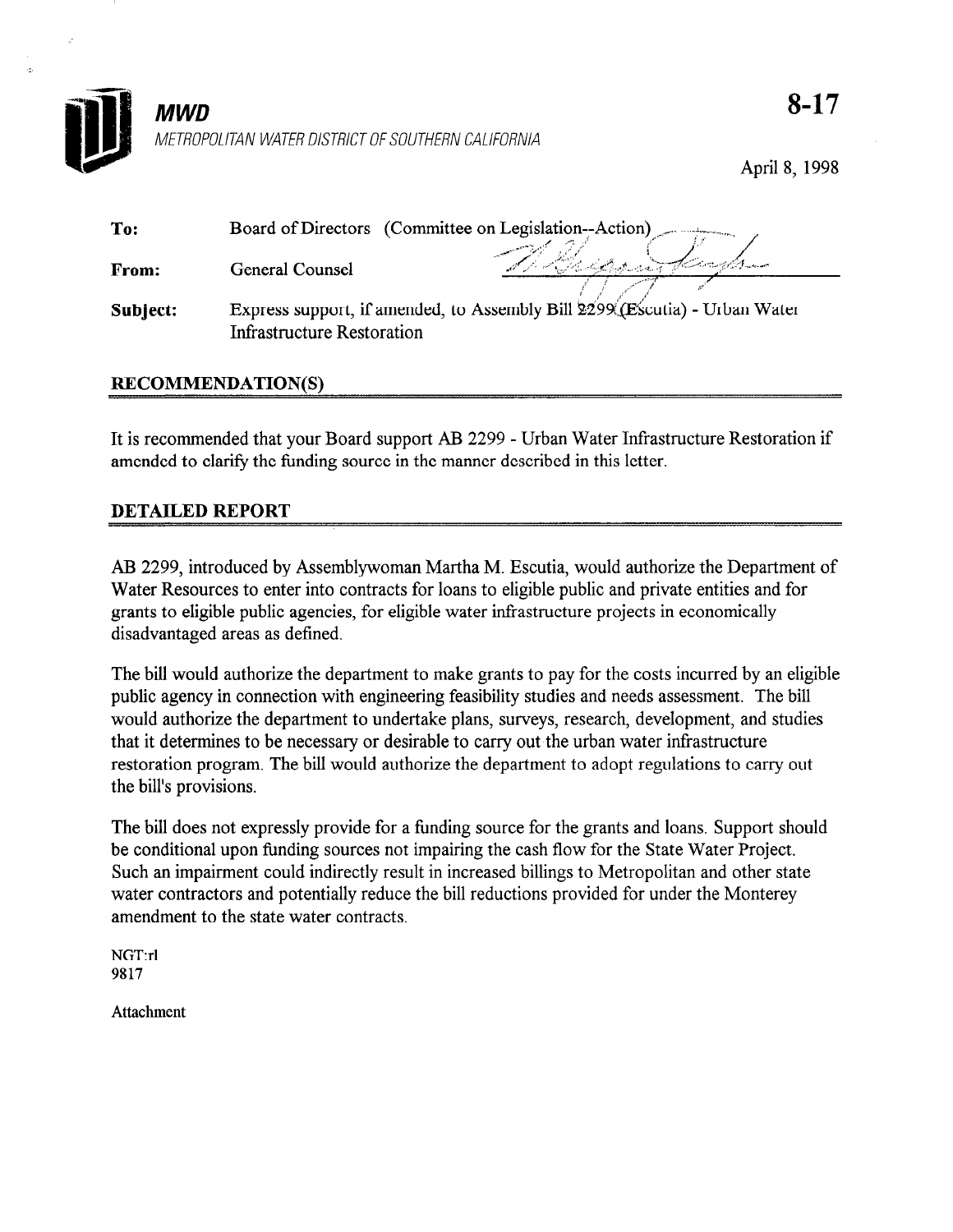**MWD**

*METROPOLITAN WATER DISTRICT OF SOUTHERN CALIFORNIA*

**8-17**

April 8, 1998

| | |
|---|---|
| **To:** | Board of Directors (Committee on Legislation--Action) |
| **From:** | General Counsel |
| **Subject:** | Express support, if amended, to Assembly Bill 2299 (Escutia) - Urban Water Infrastructure Restoration |

## RECOMMENDATION(S)

It is recommended that your Board support AB 2299 - Urban Water Infrastructure Restoration if amended to clarify the funding source in the manner described in this letter.

## DETAILED REPORT

AB 2299, introduced by Assemblywoman Martha M. Escutia, would authorize the Department of Water Resources to enter into contracts for loans to eligible public and private entities and for grants to eligible public agencies, for eligible water infrastructure projects in economically disadvantaged areas as defined.

The bill would authorize the department to make grants to pay for the costs incurred by an eligible public agency in connection with engineering feasibility studies and needs assessment. The bill would authorize the department to undertake plans, surveys, research, development, and studies that it determines to be necessary or desirable to carry out the urban water infrastructure restoration program. The bill would authorize the department to adopt regulations to carry out the bill's provisions.

The bill does not expressly provide for a funding source for the grants and loans. Support should be conditional upon funding sources not impairing the cash flow for the State Water Project. Such an impairment could indirectly result in increased billings to Metropolitan and other state water contractors and potentially reduce the bill reductions provided for under the Monterey amendment to the state water contracts.

NGT:rl
9817

Attachment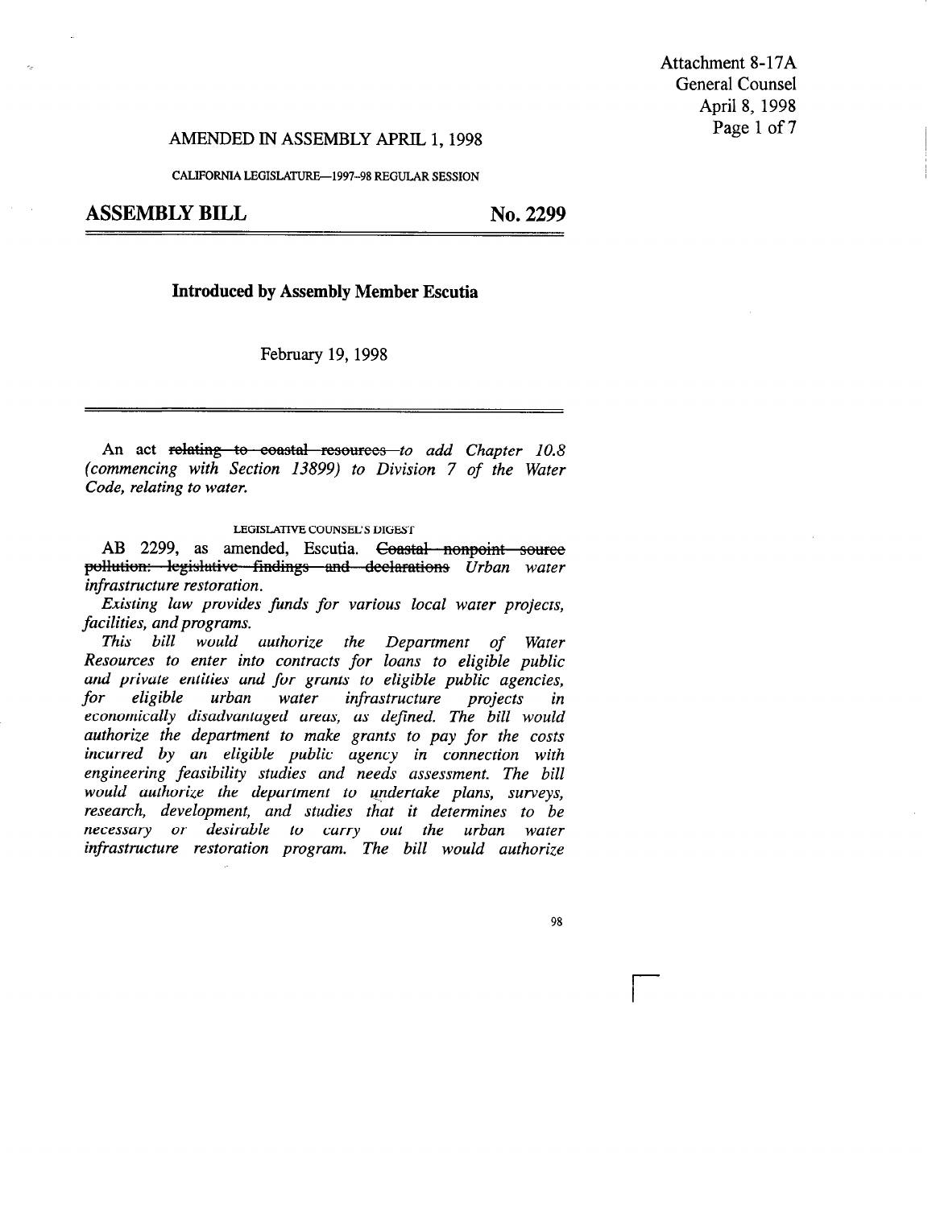AMENDED IN ASSEMBLY APRIL 1, 1998

CALIFORNIA LEGISLATURE—1997–98 REGULAR SESSION

# ASSEMBLY BILL No. 2299

## Introduced by Assembly Member Escutia

February 19, 1998

An act ~~relating to coastal resources~~ *to add Chapter 10.8 (commencing with Section 13899) to Division 7 of the Water Code, relating to water.*

LEGISLATIVE COUNSEL'S DIGEST

AB 2299, as amended, Escutia. ~~Coastal nonpoint source pollution: legislative findings and declarations~~ *Urban water infrastructure restoration.*

*Existing law provides funds for various local water projects, facilities, and programs.*

*This bill would authorize the Department of Water Resources to enter into contracts for loans to eligible public and private entities and for grants to eligible public agencies, for eligible urban water infrastructure projects in economically disadvantaged areas, as defined. The bill would authorize the department to make grants to pay for the costs incurred by an eligible public agency in connection with engineering feasibility studies and needs assessment. The bill would authorize the department to undertake plans, surveys, research, development, and studies that it determines to be necessary or desirable to carry out the urban water infrastructure restoration program. The bill would authorize*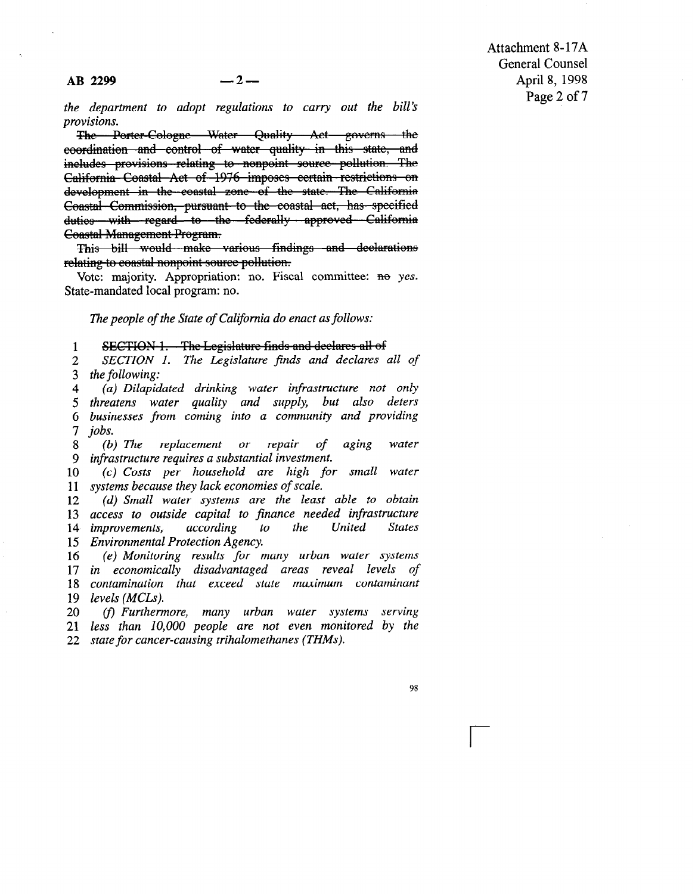*the department to adopt regulations to carry out the bill's provisions.*

~~The Porter-Cologne Water Quality Act governs the coordination and control of water quality in this state, and includes provisions relating to nonpoint source pollution. The California Coastal Act of 1976 imposes certain restrictions on development in the coastal zone of the state. The California Coastal Commission, pursuant to the coastal act, has specified duties with regard to the federally approved California Coastal Management Program.~~

~~This bill would make various findings and declarations relating to coastal nonpoint source pollution.~~

Vote: majority. Appropriation: no. Fiscal committee: ~~no~~ *yes.* State-mandated local program: no.

*The people of the State of California do enact as follows:*

1 ~~SECTION 1. The Legislature finds and declares all of~~
2 *SECTION 1. The Legislature finds and declares all of*
3 *the following:*
4 *(a) Dilapidated drinking water infrastructure not only*
5 *threatens water quality and supply, but also deters*
6 *businesses from coming into a community and providing*
7 *jobs.*
8 *(b) The replacement or repair of aging water*
9 *infrastructure requires a substantial investment.*
10 *(c) Costs per household are high for small water*
11 *systems because they lack economies of scale.*
12 *(d) Small water systems are the least able to obtain*
13 *access to outside capital to finance needed infrastructure*
14 *improvements, according to the United States*
15 *Environmental Protection Agency.*
16 *(e) Monitoring results for many urban water systems*
17 *in economically disadvantaged areas reveal levels of*
18 *contamination that exceed state maximum contaminant*
19 *levels (MCLs).*
20 *(f) Furthermore, many urban water systems serving*
21 *less than 10,000 people are not even monitored by the*
22 *state for cancer-causing trihalomethanes (THMs).*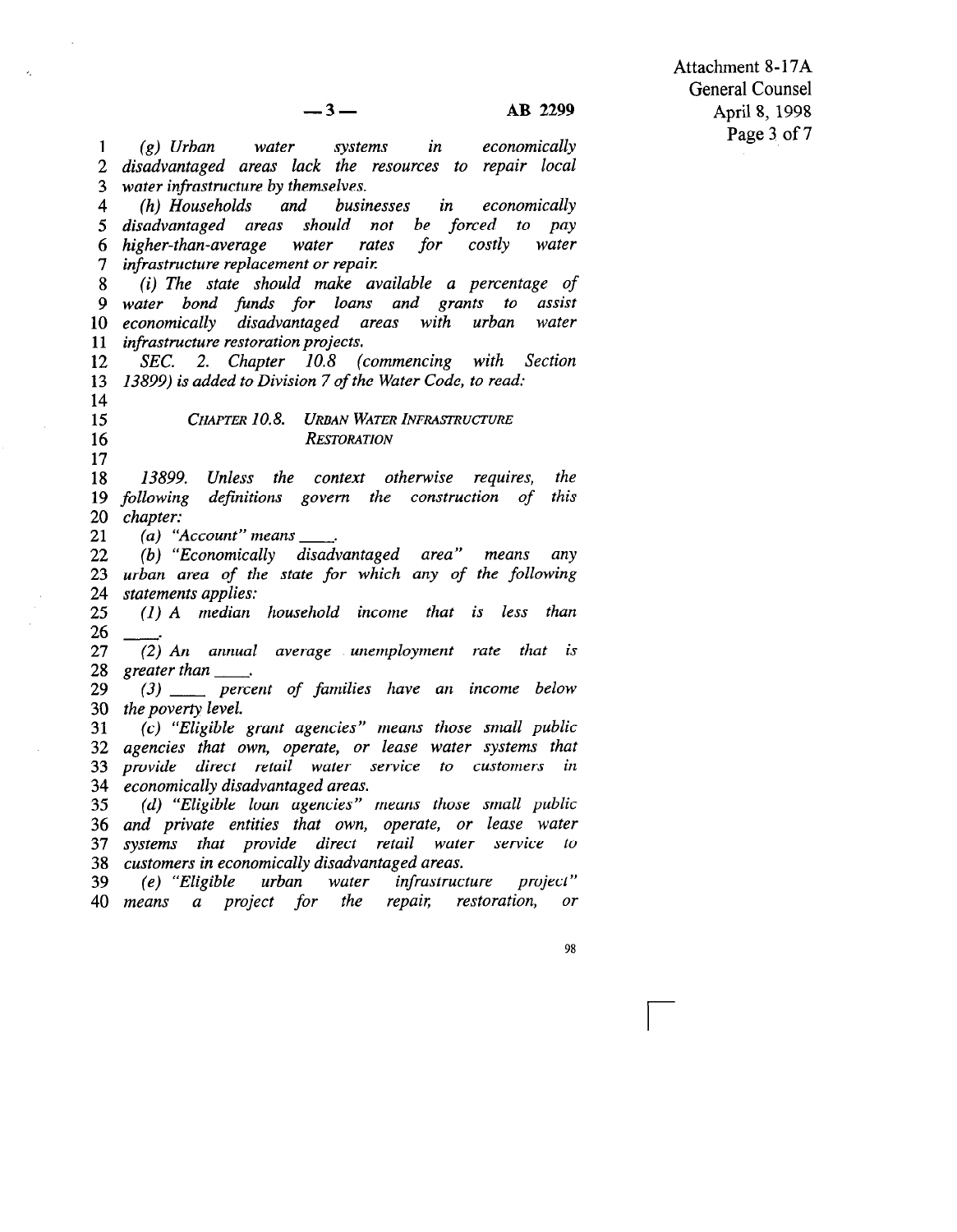*(g) Urban water systems in economically disadvantaged areas lack the resources to repair local water infrastructure by themselves.*

*(h) Households and businesses in economically disadvantaged areas should not be forced to pay higher-than-average water rates for costly water infrastructure replacement or repair.*

*(i) The state should make available a percentage of water bond funds for loans and grants to assist economically disadvantaged areas with urban water infrastructure restoration projects.*

*SEC. 2. Chapter 10.8 (commencing with Section 13899) is added to Division 7 of the Water Code, to read:*

## *CHAPTER 10.8. URBAN WATER INFRASTRUCTURE RESTORATION*

*13899. Unless the context otherwise requires, the following definitions govern the construction of this chapter:*

*(a) "Account" means \_\_\_\_.*

*(b) "Economically disadvantaged area" means any urban area of the state for which any of the following statements applies:*

*(1) A median household income that is less than \_\_\_\_.*

*(2) An annual average unemployment rate that is greater than \_\_\_\_.*

*(3) \_\_\_\_ percent of families have an income below the poverty level.*

*(c) "Eligible grant agencies" means those small public agencies that own, operate, or lease water systems that provide direct retail water service to customers in economically disadvantaged areas.*

*(d) "Eligible loan agencies" means those small public and private entities that own, operate, or lease water systems that provide direct retail water service to customers in economically disadvantaged areas.*

*(e) "Eligible urban water infrastructure project" means a project for the repair, restoration, or*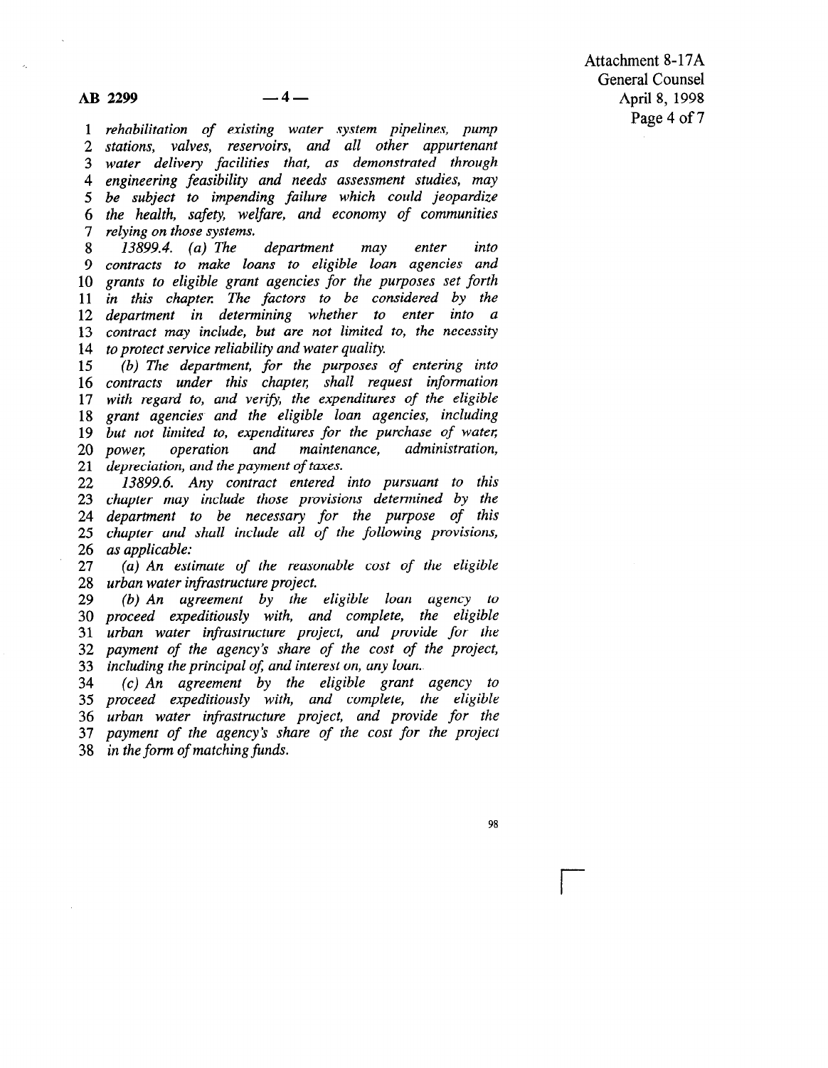*rehabilitation of existing water system pipelines, pump stations, valves, reservoirs, and all other appurtenant water delivery facilities that, as demonstrated through engineering feasibility and needs assessment studies, may be subject to impending failure which could jeopardize the health, safety, welfare, and economy of communities relying on those systems.*

*13899.4. (a) The department may enter into contracts to make loans to eligible loan agencies and grants to eligible grant agencies for the purposes set forth in this chapter. The factors to be considered by the department in determining whether to enter into a contract may include, but are not limited to, the necessity to protect service reliability and water quality.*

*(b) The department, for the purposes of entering into contracts under this chapter, shall request information with regard to, and verify, the expenditures of the eligible grant agencies and the eligible loan agencies, including but not limited to, expenditures for the purchase of water, power, operation and maintenance, administration, depreciation, and the payment of taxes.*

*13899.6. Any contract entered into pursuant to this chapter may include those provisions determined by the department to be necessary for the purpose of this chapter and shall include all of the following provisions, as applicable:*

*(a) An estimate of the reasonable cost of the eligible urban water infrastructure project.*

*(b) An agreement by the eligible loan agency to proceed expeditiously with, and complete, the eligible urban water infrastructure project, and provide for the payment of the agency's share of the cost of the project, including the principal of, and interest on, any loan.*

*(c) An agreement by the eligible grant agency to proceed expeditiously with, and complete, the eligible urban water infrastructure project, and provide for the payment of the agency's share of the cost for the project in the form of matching funds.*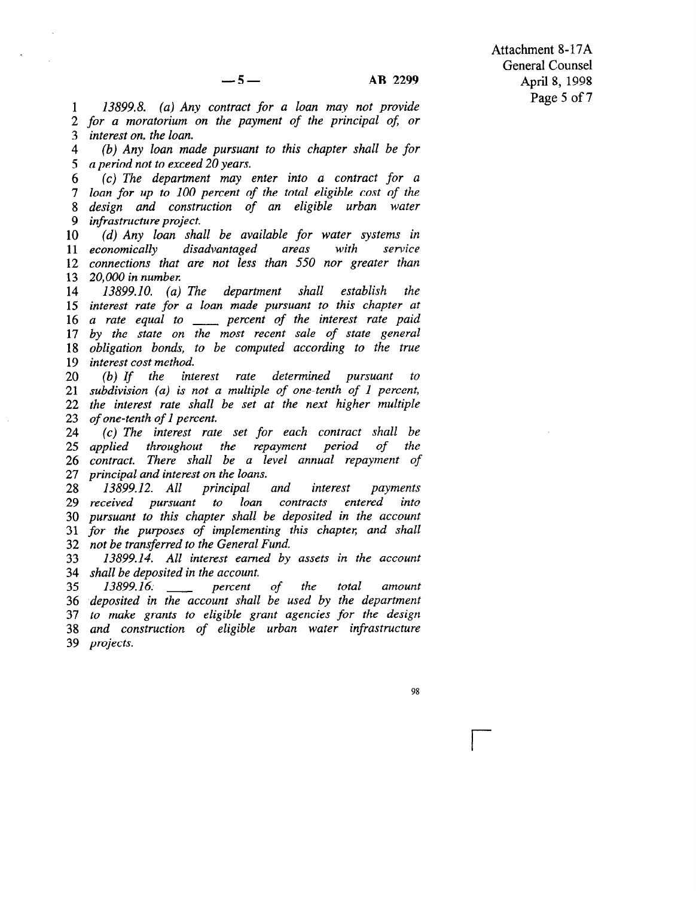*13899.8. (a) Any contract for a loan may not provide for a moratorium on the payment of the principal of, or interest on. the loan.*

*(b) Any loan made pursuant to this chapter shall be for a period not to exceed 20 years.*

*(c) The department may enter into a contract for a loan for up to 100 percent of the total eligible cost of the design and construction of an eligible urban water infrastructure project.*

*(d) Any loan shall be available for water systems in economically disadvantaged areas with service connections that are not less than 550 nor greater than 20,000 in number.*

*13899.10. (a) The department shall establish the interest rate for a loan made pursuant to this chapter at a rate equal to \_\_\_\_ percent of the interest rate paid by the state on the most recent sale of state general obligation bonds, to be computed according to the true interest cost method.*

*(b) If the interest rate determined pursuant to subdivision (a) is not a multiple of one-tenth of 1 percent, the interest rate shall be set at the next higher multiple of one-tenth of 1 percent.*

*(c) The interest rate set for each contract shall be applied throughout the repayment period of the contract. There shall be a level annual repayment of principal and interest on the loans.*

*13899.12. All principal and interest payments received pursuant to loan contracts entered into pursuant to this chapter shall be deposited in the account for the purposes of implementing this chapter, and shall not be transferred to the General Fund.*

*13899.14. All interest earned by assets in the account shall be deposited in the account.*

*13899.16. \_\_\_\_ percent of the total amount deposited in the account shall be used by the department to make grants to eligible grant agencies for the design and construction of eligible urban water infrastructure projects.*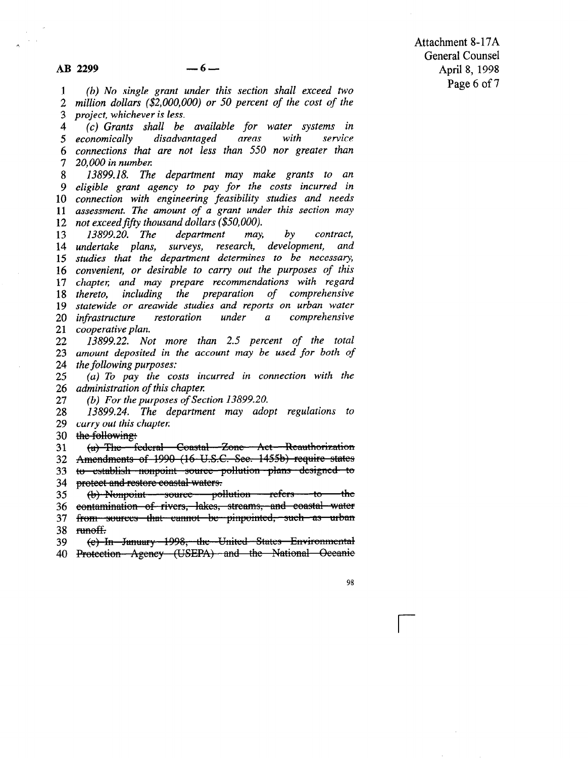*(b) No single grant under this section shall exceed two million dollars ($2,000,000) or 50 percent of the cost of the project, whichever is less.*

*(c) Grants shall be available for water systems in economically disadvantaged areas with service connections that are not less than 550 nor greater than 20,000 in number.*

*13899.18. The department may make grants to an eligible grant agency to pay for the costs incurred in connection with engineering feasibility studies and needs assessment. The amount of a grant under this section may not exceed fifty thousand dollars ($50,000).*

*13899.20. The department may, by contract, undertake plans, surveys, research, development, and studies that the department determines to be necessary, convenient, or desirable to carry out the purposes of this chapter, and may prepare recommendations with regard thereto, including the preparation of comprehensive statewide or areawide studies and reports on urban water infrastructure restoration under a comprehensive cooperative plan.*

*13899.22. Not more than 2.5 percent of the total amount deposited in the account may be used for both of the following purposes:*

*(a) To pay the costs incurred in connection with the administration of this chapter.*

*(b) For the purposes of Section 13899.20.*

*13899.24. The department may adopt regulations to carry out this chapter.*

~~the following:~~

~~(a) The federal Coastal Zone Act Reauthorization Amendments of 1990 (16 U.S.C. Sec. 1455b) require states to establish nonpoint source pollution plans designed to protect and restore coastal waters.~~

~~(b) Nonpoint source pollution refers to the contamination of rivers, lakes, streams, and coastal water from sources that cannot be pinpointed, such as urban runoff.~~

~~(c) In January 1998, the United States Environmental Protection Agency (USEPA) and the National Oceanic~~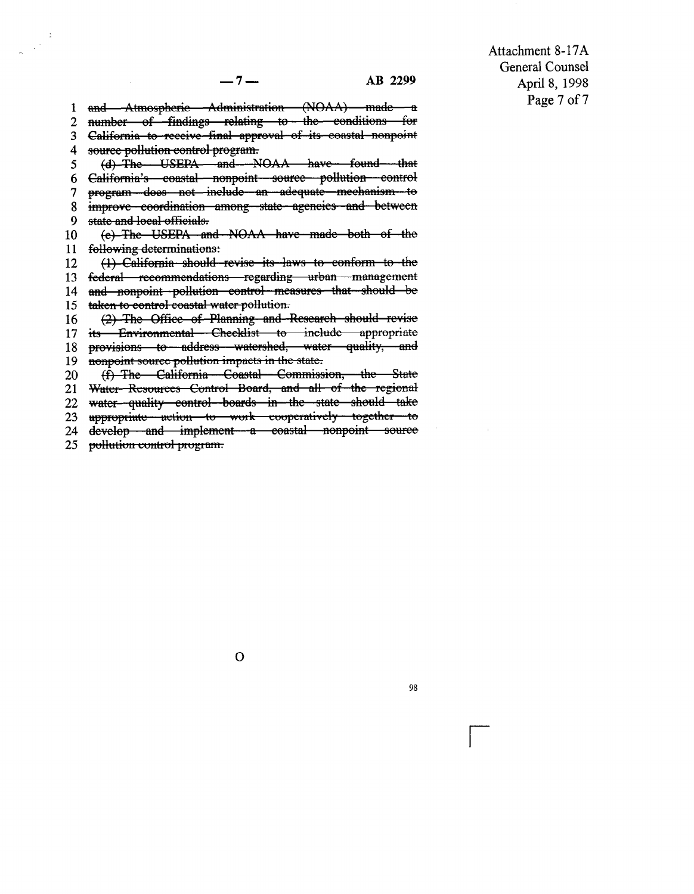Attachment 8-17A
General Counsel
April 8, 1998

~~and Atmospheric Administration (NOAA) made a number of findings relating to the conditions for California to receive final approval of its coastal nonpoint source pollution control program.~~

~~(d) The USEPA and NOAA have found that California's coastal nonpoint source pollution control program does not include an adequate mechanism to improve coordination among state agencies and between state and local officials.~~

~~(e) The USEPA and NOAA have made both of the following determinations:~~

~~(1) California should revise its laws to conform to the federal recommendations regarding urban management and nonpoint pollution control measures that should be taken to control coastal water pollution.~~

~~(2) The Office of Planning and Research should revise its Environmental Checklist to include appropriate provisions to address watershed, water quality, and nonpoint source pollution impacts in the state.~~

~~(f) The California Coastal Commission, the State Water Resources Control Board, and all of the regional water quality control boards in the state should take appropriate action to work cooperatively together to develop and implement a coastal nonpoint source pollution control program.~~

O

98